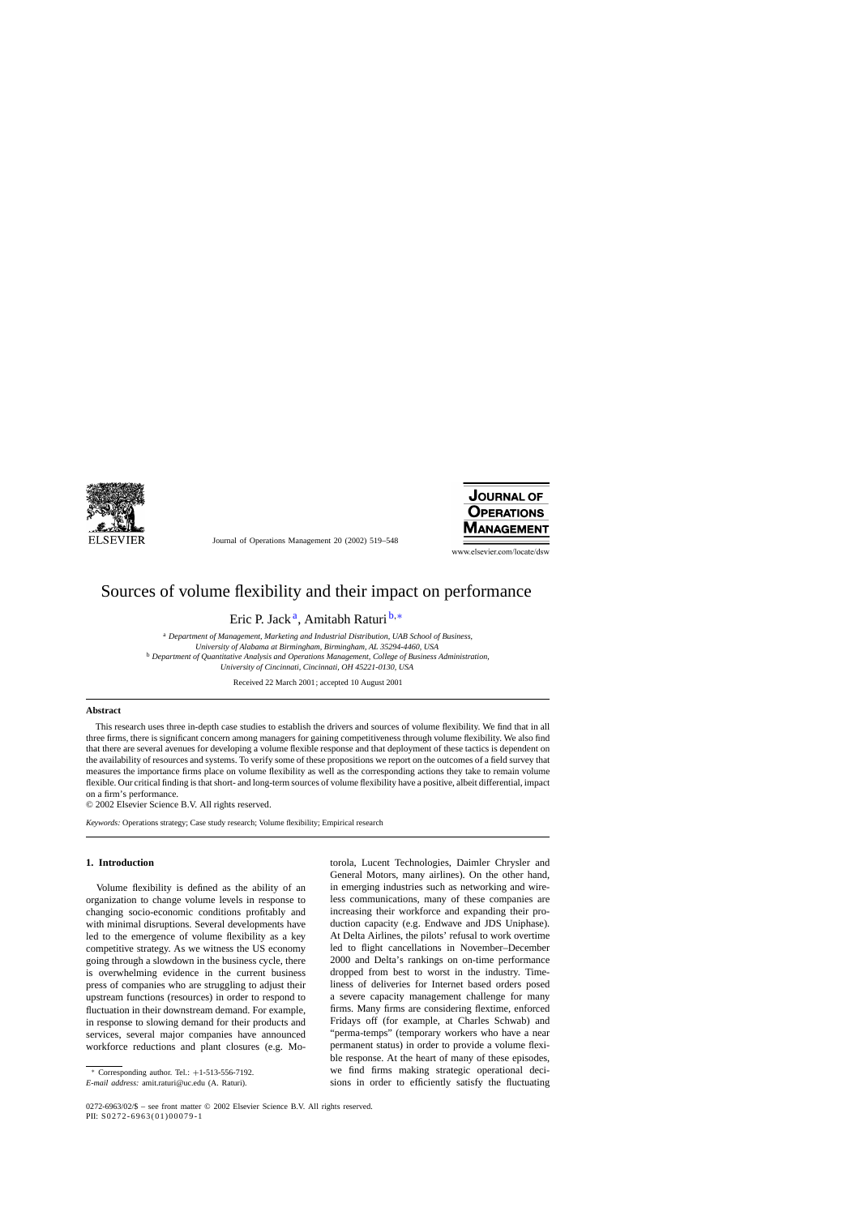# Sources of volume flexibility and their impact on performance

Eric P. Jack[a], Amitabh Raturi[b,*]

[a] *Department of Management, Marketing and Industrial Distribution, UAB School of Business, University of Alabama at Birmingham, Birmingham, AL 35294-4460, USA*

[b] *Department of Quantitative Analysis and Operations Management, College of Business Administration, University of Cincinnati, Cincinnati, OH 45221-0130, USA*

Received 22 March 2001; accepted 10 August 2001

## Abstract

This research uses three in-depth case studies to establish the drivers and sources of volume flexibility. We find that in all three firms, there is significant concern among managers for gaining competitiveness through volume flexibility. We also find that there are several avenues for developing a volume flexible response and that deployment of these tactics is dependent on the availability of resources and systems. To verify some of these propositions we report on the outcomes of a field survey that measures the importance firms place on volume flexibility as well as the corresponding actions they take to remain volume flexible. Our critical finding is that short- and long-term sources of volume flexibility have a positive, albeit differential, impact on a firm's performance.

© 2002 Elsevier Science B.V. All rights reserved.

*Keywords:* Operations strategy; Case study research; Volume flexibility; Empirical research

## 1. Introduction

Volume flexibility is defined as the ability of an organization to change volume levels in response to changing socio-economic conditions profitably and with minimal disruptions. Several developments have led to the emergence of volume flexibility as a key competitive strategy. As we witness the US economy going through a slowdown in the business cycle, there is overwhelming evidence in the current business press of companies who are struggling to adjust their upstream functions (resources) in order to respond to fluctuation in their downstream demand. For example, in response to slowing demand for their products and services, several major companies have announced workforce reductions and plant closures (e.g. Motorola, Lucent Technologies, Daimler Chrysler and General Motors, many airlines). On the other hand, in emerging industries such as networking and wireless communications, many of these companies are increasing their workforce and expanding their production capacity (e.g. Endwave and JDS Uniphase). At Delta Airlines, the pilots' refusal to work overtime led to flight cancellations in November–December 2000 and Delta's rankings on on-time performance dropped from best to worst in the industry. Timeliness of deliveries for Internet based orders posed a severe capacity management challenge for many firms. Many firms are considering flextime, enforced Fridays off (for example, at Charles Schwab) and "perma-temps" (temporary workers who have a near permanent status) in order to provide a volume flexible response. At the heart of many of these episodes, we find firms making strategic operational decisions in order to efficiently satisfy the fluctuating

* Corresponding author. Tel.: +1-513-556-7192.
*E-mail address:* amit.raturi@uc.edu (A. Raturi).

0272-6963/02/$ – see front matter © 2002 Elsevier Science B.V. All rights reserved.
PII: S0272-6963(01)00079-1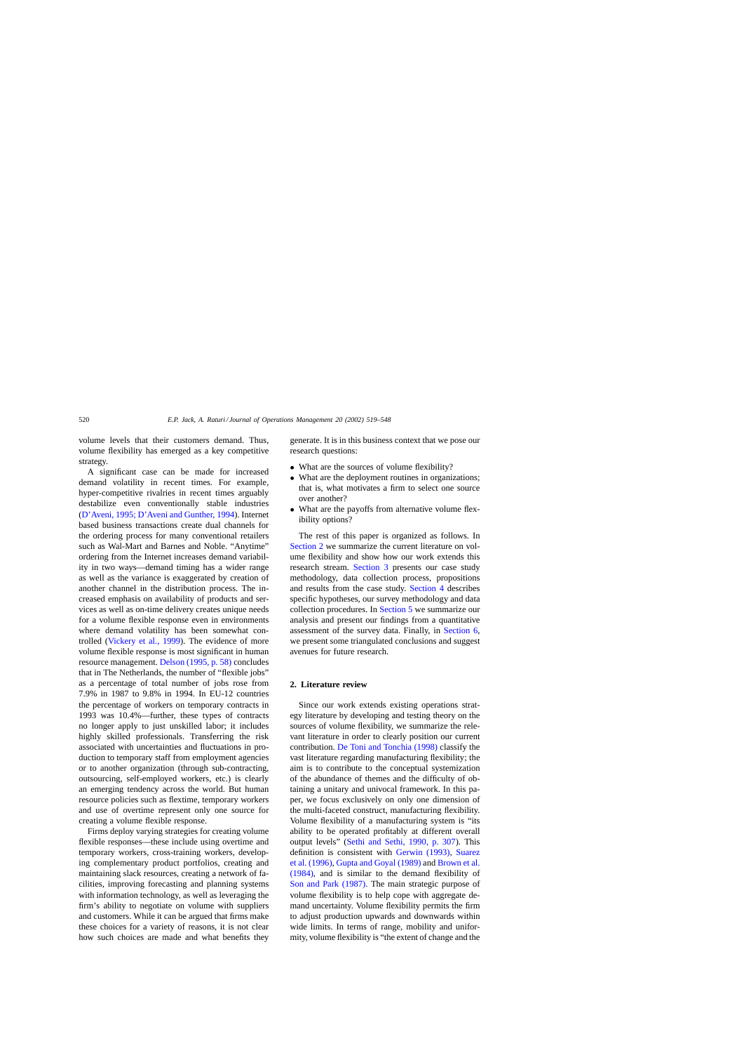volume levels that their customers demand. Thus, volume flexibility has emerged as a key competitive strategy.

A significant case can be made for increased demand volatility in recent times. For example, hyper-competitive rivalries in recent times arguably destabilize even conventionally stable industries (D'Aveni, 1995; D'Aveni and Gunther, 1994). Internet based business transactions create dual channels for the ordering process for many conventional retailers such as Wal-Mart and Barnes and Noble. "Anytime" ordering from the Internet increases demand variability in two ways—demand timing has a wider range as well as the variance is exaggerated by creation of another channel in the distribution process. The increased emphasis on availability of products and services as well as on-time delivery creates unique needs for a volume flexible response even in environments where demand volatility has been somewhat controlled (Vickery et al., 1999). The evidence of more volume flexible response is most significant in human resource management. Delson (1995, p. 58) concludes that in The Netherlands, the number of "flexible jobs" as a percentage of total number of jobs rose from 7.9% in 1987 to 9.8% in 1994. In EU-12 countries the percentage of workers on temporary contracts in 1993 was 10.4%—further, these types of contracts no longer apply to just unskilled labor; it includes highly skilled professionals. Transferring the risk associated with uncertainties and fluctuations in production to temporary staff from employment agencies or to another organization (through sub-contracting, outsourcing, self-employed workers, etc.) is clearly an emerging tendency across the world. But human resource policies such as flextime, temporary workers and use of overtime represent only one source for creating a volume flexible response.

Firms deploy varying strategies for creating volume flexible responses—these include using overtime and temporary workers, cross-training workers, developing complementary product portfolios, creating and maintaining slack resources, creating a network of facilities, improving forecasting and planning systems with information technology, as well as leveraging the firm's ability to negotiate on volume with suppliers and customers. While it can be argued that firms make these choices for a variety of reasons, it is not clear how such choices are made and what benefits they generate. It is in this business context that we pose our research questions:

- What are the sources of volume flexibility?
- What are the deployment routines in organizations; that is, what motivates a firm to select one source over another?
- What are the payoffs from alternative volume flexibility options?

The rest of this paper is organized as follows. In Section 2 we summarize the current literature on volume flexibility and show how our work extends this research stream. Section 3 presents our case study methodology, data collection process, propositions and results from the case study. Section 4 describes specific hypotheses, our survey methodology and data collection procedures. In Section 5 we summarize our analysis and present our findings from a quantitative assessment of the survey data. Finally, in Section 6, we present some triangulated conclusions and suggest avenues for future research.

## 2. Literature review

Since our work extends existing operations strategy literature by developing and testing theory on the sources of volume flexibility, we summarize the relevant literature in order to clearly position our current contribution. De Toni and Tonchia (1998) classify the vast literature regarding manufacturing flexibility; the aim is to contribute to the conceptual systemization of the abundance of themes and the difficulty of obtaining a unitary and univocal framework. In this paper, we focus exclusively on only one dimension of the multi-faceted construct, manufacturing flexibility. Volume flexibility of a manufacturing system is "its ability to be operated profitably at different overall output levels" (Sethi and Sethi, 1990, p. 307). This definition is consistent with Gerwin (1993), Suarez et al. (1996), Gupta and Goyal (1989) and Brown et al. (1984), and is similar to the demand flexibility of Son and Park (1987). The main strategic purpose of volume flexibility is to help cope with aggregate demand uncertainty. Volume flexibility permits the firm to adjust production upwards and downwards within wide limits. In terms of range, mobility and uniformity, volume flexibility is "the extent of change and the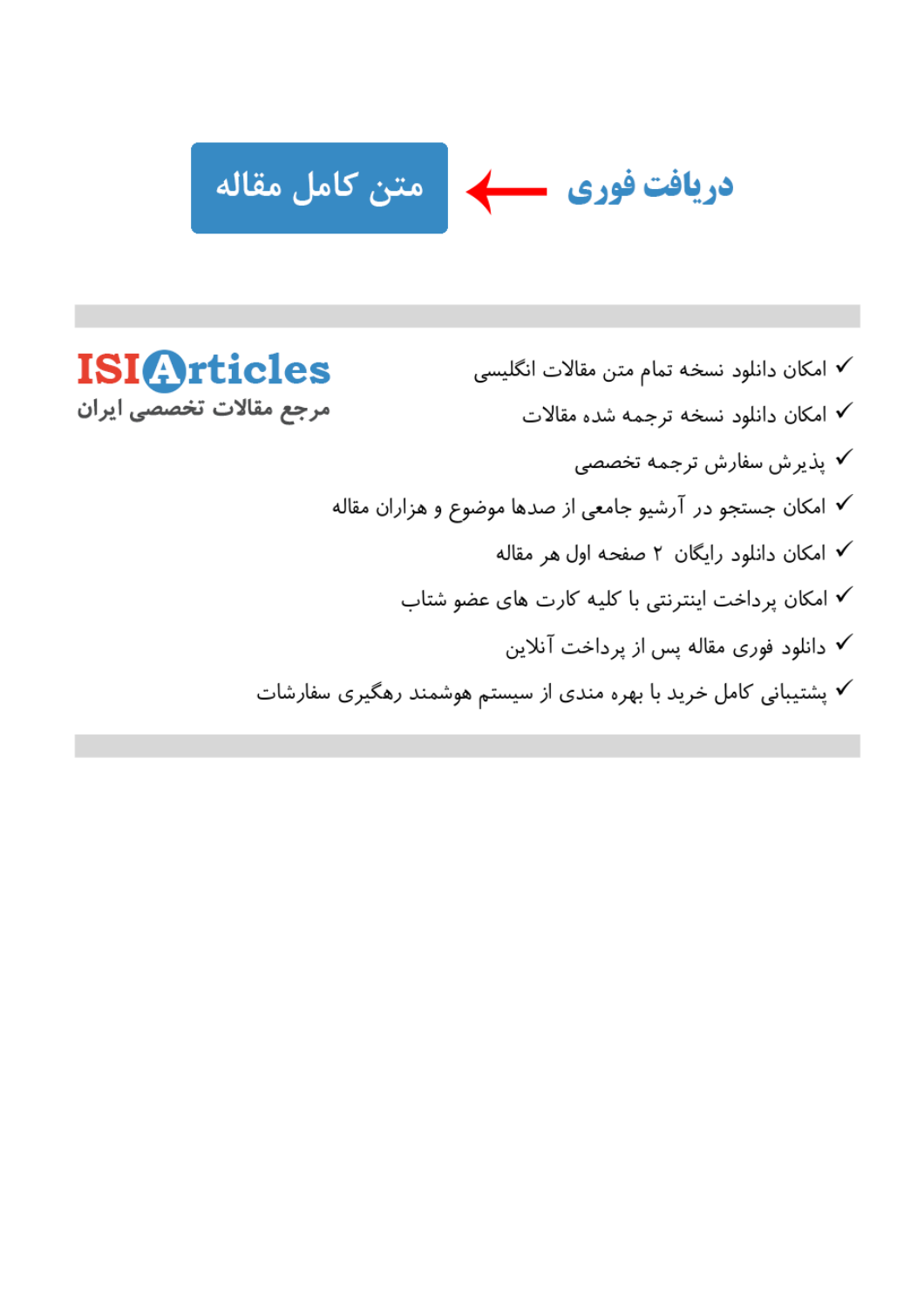دریافت فوری ← متن کامل مقاله

**ISIArticles**
مرجع مقالات تخصصی ایران

- ✓ امکان دانلود نسخه تمام متن مقالات انگلیسی
- ✓ امکان دانلود نسخه ترجمه شده مقالات
- ✓ پذیرش سفارش ترجمه تخصصی
- ✓ امکان جستجو در آرشیو جامعی از صدها موضوع و هزاران مقاله
- ✓ امکان دانلود رایگان ۲ صفحه اول هر مقاله
- ✓ امکان پرداخت اینترنتی با کلیه کارت های عضو شتاب
- ✓ دانلود فوری مقاله پس از پرداخت آنلاین
- ✓ پشتیبانی کامل خرید با بهره مندی از سیستم هوشمند رهگیری سفارشات